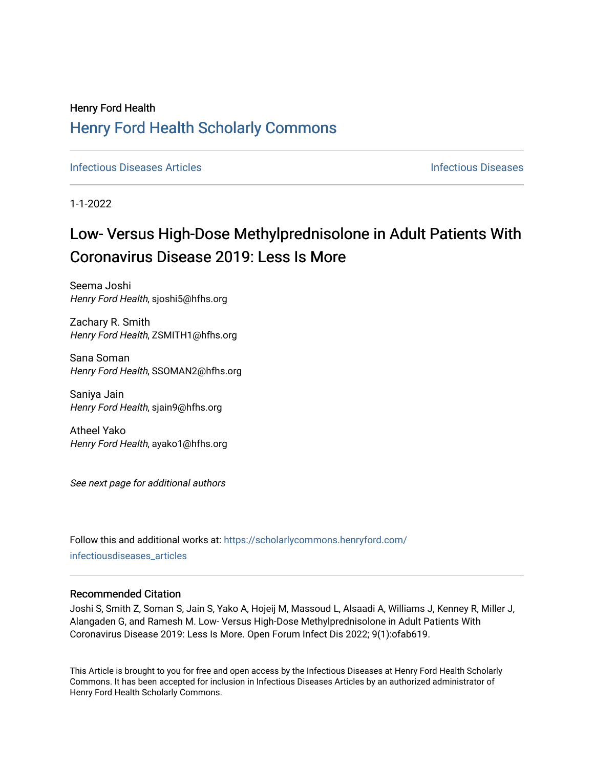Henry Ford Health

# Henry Ford Health Scholarly Commons

Infectious Diseases Articles

Infectious Diseases

1-1-2022

# Low- Versus High-Dose Methylprednisolone in Adult Patients With Coronavirus Disease 2019: Less Is More

Seema Joshi
*Henry Ford Health*, sjoshi5@hfhs.org

Zachary R. Smith
*Henry Ford Health*, ZSMITH1@hfhs.org

Sana Soman
*Henry Ford Health*, SSOMAN2@hfhs.org

Saniya Jain
*Henry Ford Health*, sjain9@hfhs.org

Atheel Yako
*Henry Ford Health*, ayako1@hfhs.org

*See next page for additional authors*

Follow this and additional works at: https://scholarlycommons.henryford.com/infectiousdiseases_articles

## Recommended Citation

Joshi S, Smith Z, Soman S, Jain S, Yako A, Hojeij M, Massoud L, Alsaadi A, Williams J, Kenney R, Miller J, Alangaden G, and Ramesh M. Low- Versus High-Dose Methylprednisolone in Adult Patients With Coronavirus Disease 2019: Less Is More. Open Forum Infect Dis 2022; 9(1):ofab619.

This Article is brought to you for free and open access by the Infectious Diseases at Henry Ford Health Scholarly Commons. It has been accepted for inclusion in Infectious Diseases Articles by an authorized administrator of Henry Ford Health Scholarly Commons.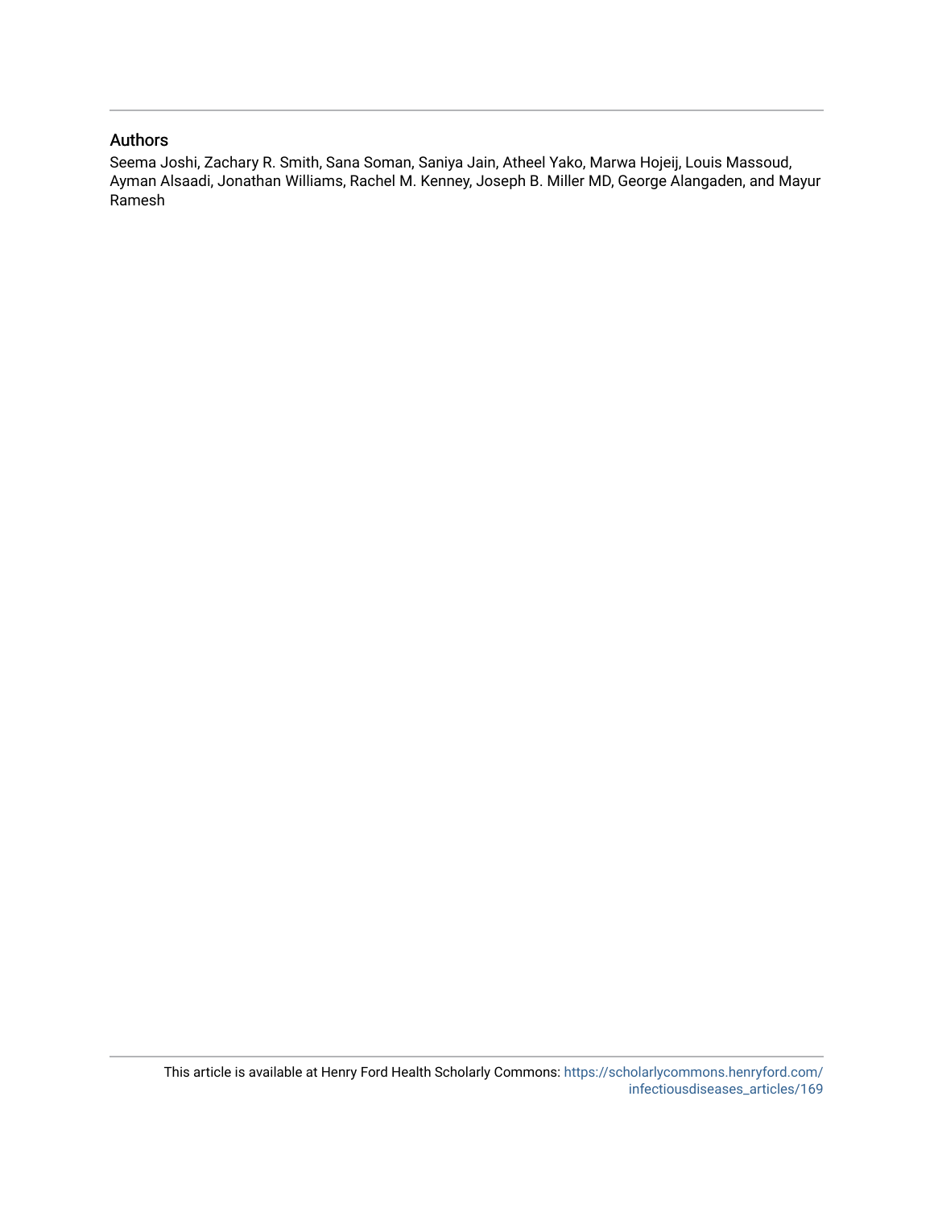## Authors

Seema Joshi, Zachary R. Smith, Sana Soman, Saniya Jain, Atheel Yako, Marwa Hojeij, Louis Massoud, Ayman Alsaadi, Jonathan Williams, Rachel M. Kenney, Joseph B. Miller MD, George Alangaden, and Mayur Ramesh

This article is available at Henry Ford Health Scholarly Commons: https://scholarlycommons.henryford.com/infectiousdiseases_articles/169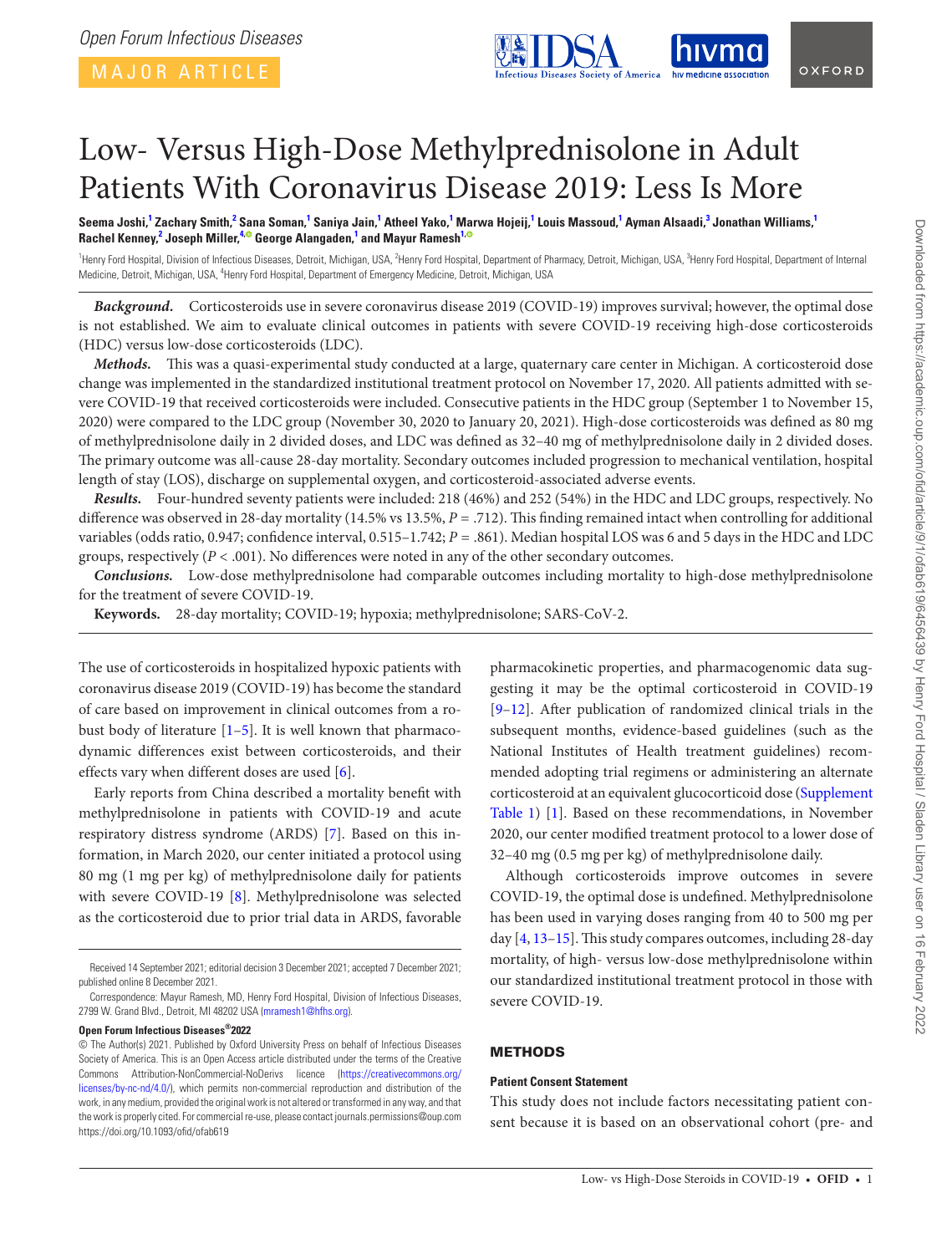# Low- Versus High-Dose Methylprednisolone in Adult Patients With Coronavirus Disease 2019: Less Is More

**Seema Joshi,[1] Zachary Smith,[2] Sana Soman,[1] Saniya Jain,[1] Atheel Yako,[1] Marwa Hojeij,[1] Louis Massoud,[1] Ayman Alsaadi,[3] Jonathan Williams,[1] Rachel Kenney,[2] Joseph Miller,[4] George Alangaden,[1] and Mayur Ramesh[1]**

[1]Henry Ford Hospital, Division of Infectious Diseases, Detroit, Michigan, USA, [2]Henry Ford Hospital, Department of Pharmacy, Detroit, Michigan, USA, [3]Henry Ford Hospital, Department of Internal Medicine, Detroit, Michigan, USA, [4]Henry Ford Hospital, Department of Emergency Medicine, Detroit, Michigan, USA

***Background.*** Corticosteroids use in severe coronavirus disease 2019 (COVID-19) improves survival; however, the optimal dose is not established. We aim to evaluate clinical outcomes in patients with severe COVID-19 receiving high-dose corticosteroids (HDC) versus low-dose corticosteroids (LDC).

***Methods.*** This was a quasi-experimental study conducted at a large, quaternary care center in Michigan. A corticosteroid dose change was implemented in the standardized institutional treatment protocol on November 17, 2020. All patients admitted with severe COVID-19 that received corticosteroids were included. Consecutive patients in the HDC group (September 1 to November 15, 2020) were compared to the LDC group (November 30, 2020 to January 20, 2021). High-dose corticosteroids was defined as 80 mg of methylprednisolone daily in 2 divided doses, and LDC was defined as 32–40 mg of methylprednisolone daily in 2 divided doses. The primary outcome was all-cause 28-day mortality. Secondary outcomes included progression to mechanical ventilation, hospital length of stay (LOS), discharge on supplemental oxygen, and corticosteroid-associated adverse events.

***Results.*** Four-hundred seventy patients were included: 218 (46%) and 252 (54%) in the HDC and LDC groups, respectively. No difference was observed in 28-day mortality (14.5% vs 13.5%, $P = .712$). This finding remained intact when controlling for additional variables (odds ratio, 0.947; confidence interval, 0.515–1.742; $P = .861$). Median hospital LOS was 6 and 5 days in the HDC and LDC groups, respectively ($P < .001$). No differences were noted in any of the other secondary outcomes.

***Conclusions.*** Low-dose methylprednisolone had comparable outcomes including mortality to high-dose methylprednisolone for the treatment of severe COVID-19.

**Keywords.** 28-day mortality; COVID-19; hypoxia; methylprednisolone; SARS-CoV-2.

The use of corticosteroids in hospitalized hypoxic patients with coronavirus disease 2019 (COVID-19) has become the standard of care based on improvement in clinical outcomes from a robust body of literature [1–5]. It is well known that pharmacodynamic differences exist between corticosteroids, and their effects vary when different doses are used [6].

Early reports from China described a mortality benefit with methylprednisolone in patients with COVID-19 and acute respiratory distress syndrome (ARDS) [7]. Based on this information, in March 2020, our center initiated a protocol using 80 mg (1 mg per kg) of methylprednisolone daily for patients with severe COVID-19 [8]. Methylprednisolone was selected as the corticosteroid due to prior trial data in ARDS, favorable pharmacokinetic properties, and pharmacogenomic data suggesting it may be the optimal corticosteroid in COVID-19 [9–12]. After publication of randomized clinical trials in the subsequent months, evidence-based guidelines (such as the National Institutes of Health treatment guidelines) recommended adopting trial regimens or administering an alternate corticosteroid at an equivalent glucocorticoid dose (Supplement Table 1) [1]. Based on these recommendations, in November 2020, our center modified treatment protocol to a lower dose of 32–40 mg (0.5 mg per kg) of methylprednisolone daily.

Although corticosteroids improve outcomes in severe COVID-19, the optimal dose is undefined. Methylprednisolone has been used in varying doses ranging from 40 to 500 mg per day [4, 13–15]. This study compares outcomes, including 28-day mortality, of high- versus low-dose methylprednisolone within our standardized institutional treatment protocol in those with severe COVID-19.

Received 14 September 2021; editorial decision 3 December 2021; accepted 7 December 2021; published online 8 December 2021.

Correspondence: Mayur Ramesh, MD, Henry Ford Hospital, Division of Infectious Diseases, 2799 W. Grand Blvd., Detroit, MI 48202 USA (mramesh1@hfhs.org).

**Open Forum Infectious Diseases®2022**

© The Author(s) 2021. Published by Oxford University Press on behalf of Infectious Diseases Society of America. This is an Open Access article distributed under the terms of the Creative Commons Attribution-NonCommercial-NoDerivs licence (https://creativecommons.org/licenses/by-nc-nd/4.0/), which permits non-commercial reproduction and distribution of the work, in any medium, provided the original work is not altered or transformed in any way, and that the work is properly cited. For commercial re-use, please contact journals.permissions@oup.com
https://doi.org/10.1093/ofid/ofab619

## METHODS

### Patient Consent Statement

This study does not include factors necessitating patient consent because it is based on an observational cohort (pre- and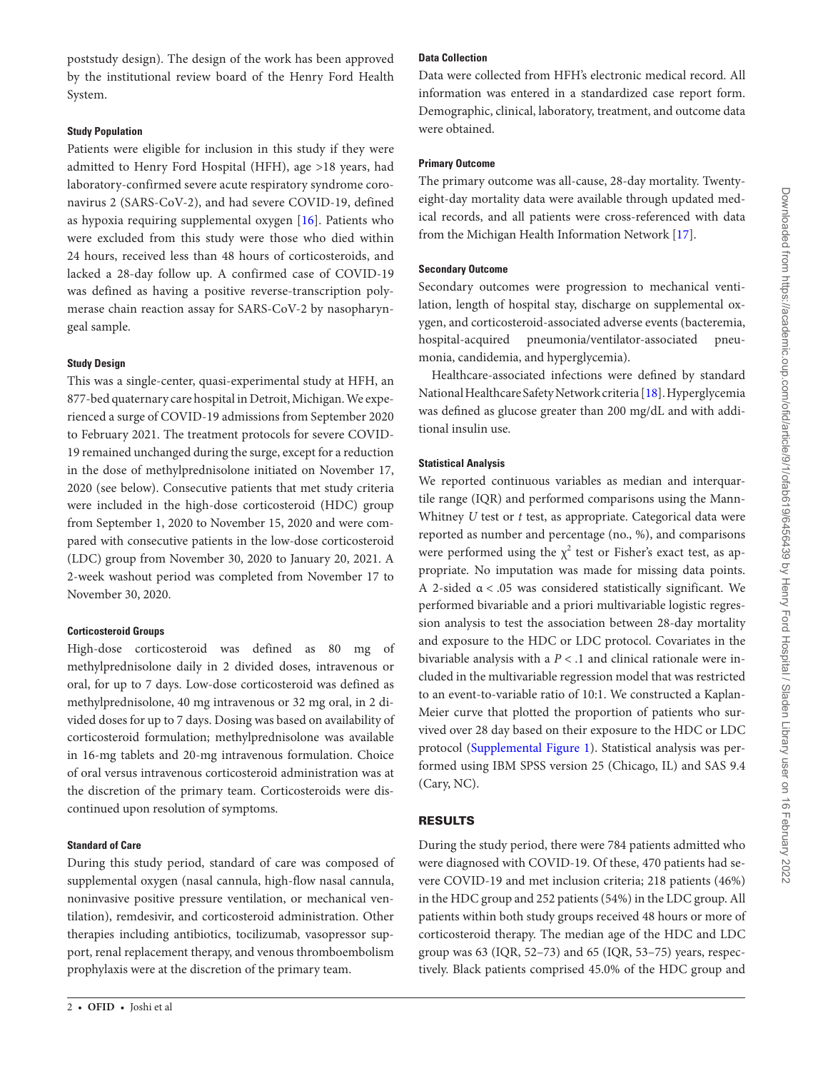poststudy design). The design of the work has been approved by the institutional review board of the Henry Ford Health System.

#### Study Population

Patients were eligible for inclusion in this study if they were admitted to Henry Ford Hospital (HFH), age >18 years, had laboratory-confirmed severe acute respiratory syndrome coronavirus 2 (SARS-CoV-2), and had severe COVID-19, defined as hypoxia requiring supplemental oxygen [16]. Patients who were excluded from this study were those who died within 24 hours, received less than 48 hours of corticosteroids, and lacked a 28-day follow up. A confirmed case of COVID-19 was defined as having a positive reverse-transcription polymerase chain reaction assay for SARS-CoV-2 by nasopharyngeal sample.

#### Study Design

This was a single-center, quasi-experimental study at HFH, an 877-bed quaternary care hospital in Detroit, Michigan. We experienced a surge of COVID-19 admissions from September 2020 to February 2021. The treatment protocols for severe COVID-19 remained unchanged during the surge, except for a reduction in the dose of methylprednisolone initiated on November 17, 2020 (see below). Consecutive patients that met study criteria were included in the high-dose corticosteroid (HDC) group from September 1, 2020 to November 15, 2020 and were compared with consecutive patients in the low-dose corticosteroid (LDC) group from November 30, 2020 to January 20, 2021. A 2-week washout period was completed from November 17 to November 30, 2020.

#### Corticosteroid Groups

High-dose corticosteroid was defined as 80 mg of methylprednisolone daily in 2 divided doses, intravenous or oral, for up to 7 days. Low-dose corticosteroid was defined as methylprednisolone, 40 mg intravenous or 32 mg oral, in 2 divided doses for up to 7 days. Dosing was based on availability of corticosteroid formulation; methylprednisolone was available in 16-mg tablets and 20-mg intravenous formulation. Choice of oral versus intravenous corticosteroid administration was at the discretion of the primary team. Corticosteroids were discontinued upon resolution of symptoms.

#### Standard of Care

During this study period, standard of care was composed of supplemental oxygen (nasal cannula, high-flow nasal cannula, noninvasive positive pressure ventilation, or mechanical ventilation), remdesivir, and corticosteroid administration. Other therapies including antibiotics, tocilizumab, vasopressor support, renal replacement therapy, and venous thromboembolism prophylaxis were at the discretion of the primary team.

#### Data Collection

Data were collected from HFH's electronic medical record. All information was entered in a standardized case report form. Demographic, clinical, laboratory, treatment, and outcome data were obtained.

#### Primary Outcome

The primary outcome was all-cause, 28-day mortality. Twenty-eight-day mortality data were available through updated medical records, and all patients were cross-referenced with data from the Michigan Health Information Network [17].

#### Secondary Outcome

Secondary outcomes were progression to mechanical ventilation, length of hospital stay, discharge on supplemental oxygen, and corticosteroid-associated adverse events (bacteremia, hospital-acquired pneumonia/ventilator-associated pneumonia, candidemia, and hyperglycemia).

Healthcare-associated infections were defined by standard National Healthcare Safety Network criteria [18]. Hyperglycemia was defined as glucose greater than 200 mg/dL and with additional insulin use.

#### Statistical Analysis

We reported continuous variables as median and interquartile range (IQR) and performed comparisons using the Mann-Whitney *U* test or *t* test, as appropriate. Categorical data were reported as number and percentage (no., %), and comparisons were performed using the $\chi^2$ test or Fisher's exact test, as appropriate. No imputation was made for missing data points. A 2-sided $\alpha < .05$ was considered statistically significant. We performed bivariable and a priori multivariable logistic regression analysis to test the association between 28-day mortality and exposure to the HDC or LDC protocol. Covariates in the bivariable analysis with a $P < .1$ and clinical rationale were included in the multivariable regression model that was restricted to an event-to-variable ratio of 10:1. We constructed a Kaplan-Meier curve that plotted the proportion of patients who survived over 28 day based on their exposure to the HDC or LDC protocol (Supplemental Figure 1). Statistical analysis was performed using IBM SPSS version 25 (Chicago, IL) and SAS 9.4 (Cary, NC).

## RESULTS

During the study period, there were 784 patients admitted who were diagnosed with COVID-19. Of these, 470 patients had severe COVID-19 and met inclusion criteria; 218 patients (46%) in the HDC group and 252 patients (54%) in the LDC group. All patients within both study groups received 48 hours or more of corticosteroid therapy. The median age of the HDC and LDC group was 63 (IQR, 52–73) and 65 (IQR, 53–75) years, respectively. Black patients comprised 45.0% of the HDC group and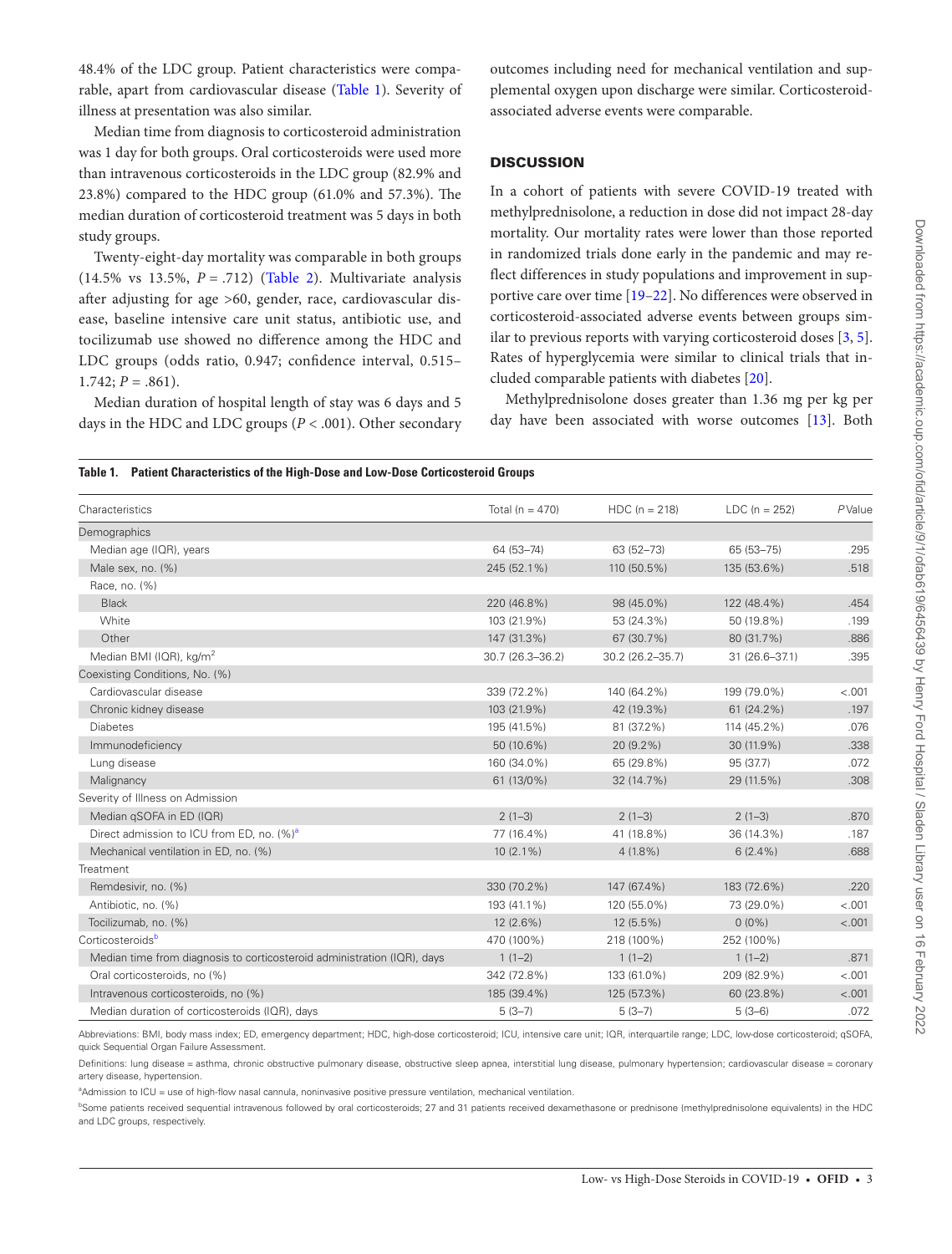48.4% of the LDC group. Patient characteristics were comparable, apart from cardiovascular disease (Table 1). Severity of illness at presentation was also similar.

Median time from diagnosis to corticosteroid administration was 1 day for both groups. Oral corticosteroids were used more than intravenous corticosteroids in the LDC group (82.9% and 23.8%) compared to the HDC group (61.0% and 57.3%). The median duration of corticosteroid treatment was 5 days in both study groups.

Twenty-eight-day mortality was comparable in both groups (14.5% vs 13.5%, $P = .712$) (Table 2). Multivariate analysis after adjusting for age >60, gender, race, cardiovascular disease, baseline intensive care unit status, antibiotic use, and tocilizumab use showed no difference among the HDC and LDC groups (odds ratio, 0.947; confidence interval, 0.515–1.742; $P = .861$).

Median duration of hospital length of stay was 6 days and 5 days in the HDC and LDC groups ($P < .001$). Other secondary outcomes including need for mechanical ventilation and supplemental oxygen upon discharge were similar. Corticosteroid-associated adverse events were comparable.

## DISCUSSION

In a cohort of patients with severe COVID-19 treated with methylprednisolone, a reduction in dose did not impact 28-day mortality. Our mortality rates were lower than those reported in randomized trials done early in the pandemic and may reflect differences in study populations and improvement in supportive care over time [19–22]. No differences were observed in corticosteroid-associated adverse events between groups similar to previous reports with varying corticosteroid doses [3, 5]. Rates of hyperglycemia were similar to clinical trials that included comparable patients with diabetes [20].

Methylprednisolone doses greater than 1.36 mg per kg per day have been associated with worse outcomes [13]. Both

**Table 1. Patient Characteristics of the High-Dose and Low-Dose Corticosteroid Groups**

| Characteristics | Total (n = 470) | HDC (n = 218) | LDC (n = 252) | *P* Value |
|---|---|---|---|---|
| Demographics | | | | |
| Median age (IQR), years | 64 (53–74) | 63 (52–73) | 65 (53–75) | .295 |
| Male sex, no. (%) | 245 (52.1%) | 110 (50.5%) | 135 (53.6%) | .518 |
| Race, no. (%) | | | | |
| Black | 220 (46.8%) | 98 (45.0%) | 122 (48.4%) | .454 |
| White | 103 (21.9%) | 53 (24.3%) | 50 (19.8%) | .199 |
| Other | 147 (31.3%) | 67 (30.7%) | 80 (31.7%) | .886 |
| Median BMI (IQR), kg/m$^2$ | 30.7 (26.3–36.2) | 30.2 (26.2–35.7) | 31 (26.6–37.1) | .395 |
| Coexisting Conditions, No. (%) | | | | |
| Cardiovascular disease | 339 (72.2%) | 140 (64.2%) | 199 (79.0%) | <.001 |
| Chronic kidney disease | 103 (21.9%) | 42 (19.3%) | 61 (24.2%) | .197 |
| Diabetes | 195 (41.5%) | 81 (37.2%) | 114 (45.2%) | .076 |
| Immunodeficiency | 50 (10.6%) | 20 (9.2%) | 30 (11.9%) | .338 |
| Lung disease | 160 (34.0%) | 65 (29.8%) | 95 (37.7) | .072 |
| Malignancy | 61 (13/0%) | 32 (14.7%) | 29 (11.5%) | .308 |
| Severity of Illness on Admission | | | | |
| Median qSOFA in ED (IQR) | 2 (1–3) | 2 (1–3) | 2 (1–3) | .870 |
| Direct admission to ICU from ED, no. (%)[a] | 77 (16.4%) | 41 (18.8%) | 36 (14.3%) | .187 |
| Mechanical ventilation in ED, no. (%) | 10 (2.1%) | 4 (1.8%) | 6 (2.4%) | .688 |
| Treatment | | | | |
| Remdesivir, no. (%) | 330 (70.2%) | 147 (67.4%) | 183 (72.6%) | .220 |
| Antibiotic, no. (%) | 193 (41.1%) | 120 (55.0%) | 73 (29.0%) | <.001 |
| Tocilizumab, no. (%) | 12 (2.6%) | 12 (5.5%) | 0 (0%) | <.001 |
| Corticosteroids[b] | 470 (100%) | 218 (100%) | 252 (100%) | |
| Median time from diagnosis to corticosteroid administration (IQR), days | 1 (1–2) | 1 (1–2) | 1 (1–2) | .871 |
| Oral corticosteroids, no (%) | 342 (72.8%) | 133 (61.0%) | 209 (82.9%) | <.001 |
| Intravenous corticosteroids, no (%) | 185 (39.4%) | 125 (57.3%) | 60 (23.8%) | <.001 |
| Median duration of corticosteroids (IQR), days | 5 (3–7) | 5 (3–7) | 5 (3–6) | .072 |

Abbreviations: BMI, body mass index; ED, emergency department; HDC, high-dose corticosteroid; ICU, intensive care unit; IQR, interquartile range; LDC, low-dose corticosteroid; qSOFA, quick Sequential Organ Failure Assessment.

Definitions: lung disease = asthma, chronic obstructive pulmonary disease, obstructive sleep apnea, interstitial lung disease, pulmonary hypertension; cardiovascular disease = coronary artery disease, hypertension.

[a]Admission to ICU = use of high-flow nasal cannula, noninvasive positive pressure ventilation, mechanical ventilation.

[b]Some patients received sequential intravenous followed by oral corticosteroids; 27 and 31 patients received dexamethasone or prednisone (methylprednisolone equivalents) in the HDC and LDC groups, respectively.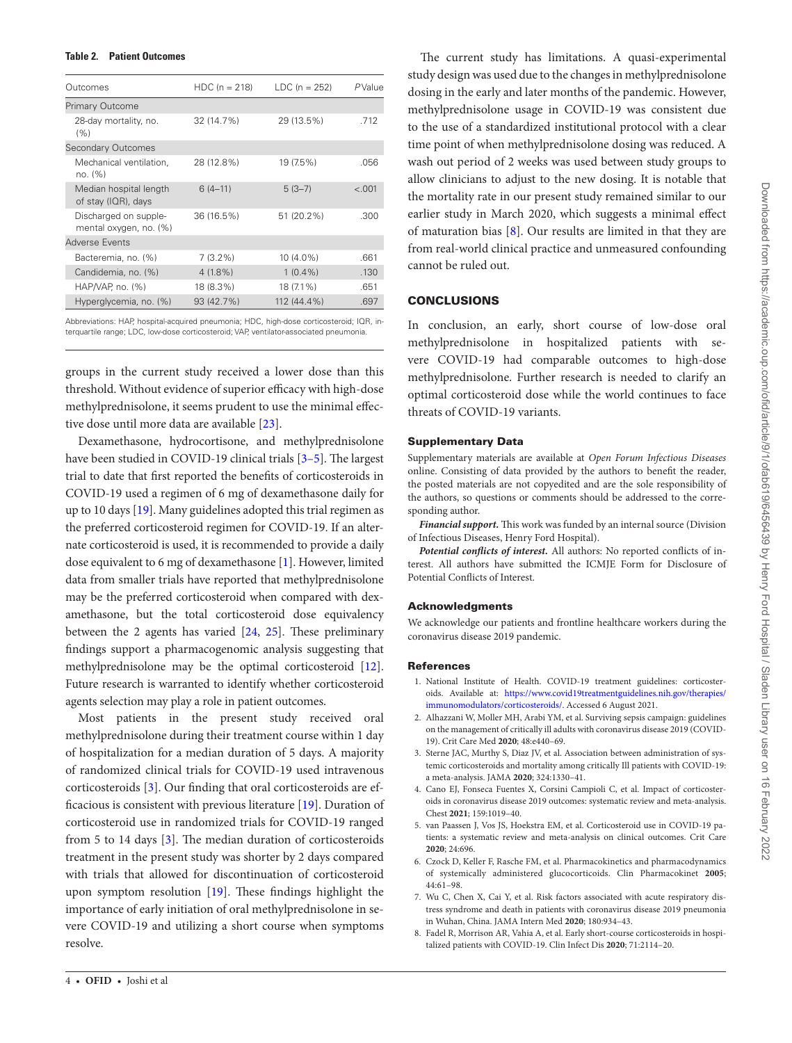**Table 2. Patient Outcomes**

| Outcomes | HDC (n = 218) | LDC (n = 252) | *P* Value |
|---|---|---|---|
| Primary Outcome | | | |
| 28-day mortality, no. (%) | 32 (14.7%) | 29 (13.5%) | .712 |
| Secondary Outcomes | | | |
| Mechanical ventilation, no. (%) | 28 (12.8%) | 19 (7.5%) | .056 |
| Median hospital length of stay (IQR), days | 6 (4–11) | 5 (3–7) | <.001 |
| Discharged on supplemental oxygen, no. (%) | 36 (16.5%) | 51 (20.2%) | .300 |
| Adverse Events | | | |
| Bacteremia, no. (%) | 7 (3.2%) | 10 (4.0%) | .661 |
| Candidemia, no. (%) | 4 (1.8%) | 1 (0.4%) | .130 |
| HAP/VAP, no. (%) | 18 (8.3%) | 18 (7.1%) | .651 |
| Hyperglycemia, no. (%) | 93 (42.7%) | 112 (44.4%) | .697 |

Abbreviations: HAP, hospital-acquired pneumonia; HDC, high-dose corticosteroid; IQR, interquartile range; LDC, low-dose corticosteroid; VAP, ventilator-associated pneumonia.

groups in the current study received a lower dose than this threshold. Without evidence of superior efficacy with high-dose methylprednisolone, it seems prudent to use the minimal effective dose until more data are available [23].

Dexamethasone, hydrocortisone, and methylprednisolone have been studied in COVID-19 clinical trials [3–5]. The largest trial to date that first reported the benefits of corticosteroids in COVID-19 used a regimen of 6 mg of dexamethasone daily for up to 10 days [19]. Many guidelines adopted this trial regimen as the preferred corticosteroid regimen for COVID-19. If an alternate corticosteroid is used, it is recommended to provide a daily dose equivalent to 6 mg of dexamethasone [1]. However, limited data from smaller trials have reported that methylprednisolone may be the preferred corticosteroid when compared with dexamethasone, but the total corticosteroid dose equivalency between the 2 agents has varied [24, 25]. These preliminary findings support a pharmacogenomic analysis suggesting that methylprednisolone may be the optimal corticosteroid [12]. Future research is warranted to identify whether corticosteroid agents selection may play a role in patient outcomes.

Most patients in the present study received oral methylprednisolone during their treatment course within 1 day of hospitalization for a median duration of 5 days. A majority of randomized clinical trials for COVID-19 used intravenous corticosteroids [3]. Our finding that oral corticosteroids are efficacious is consistent with previous literature [19]. Duration of corticosteroid use in randomized trials for COVID-19 ranged from 5 to 14 days [3]. The median duration of corticosteroids treatment in the present study was shorter by 2 days compared with trials that allowed for discontinuation of corticosteroid upon symptom resolution [19]. These findings highlight the importance of early initiation of oral methylprednisolone in severe COVID-19 and utilizing a short course when symptoms resolve.

The current study has limitations. A quasi-experimental study design was used due to the changes in methylprednisolone dosing in the early and later months of the pandemic. However, methylprednisolone usage in COVID-19 was consistent due to the use of a standardized institutional protocol with a clear time point of when methylprednisolone dosing was reduced. A wash out period of 2 weeks was used between study groups to allow clinicians to adjust to the new dosing. It is notable that the mortality rate in our present study remained similar to our earlier study in March 2020, which suggests a minimal effect of maturation bias [8]. Our results are limited in that they are from real-world clinical practice and unmeasured confounding cannot be ruled out.

## CONCLUSIONS

In conclusion, an early, short course of low-dose oral methylprednisolone in hospitalized patients with severe COVID-19 had comparable outcomes to high-dose methylprednisolone. Further research is needed to clarify an optimal corticosteroid dose while the world continues to face threats of COVID-19 variants.

### Supplementary Data

Supplementary materials are available at *Open Forum Infectious Diseases* online. Consisting of data provided by the authors to benefit the reader, the posted materials are not copyedited and are the sole responsibility of the authors, so questions or comments should be addressed to the corresponding author.

***Financial support.*** This work was funded by an internal source (Division of Infectious Diseases, Henry Ford Hospital).

***Potential conflicts of interest.*** All authors: No reported conflicts of interest. All authors have submitted the ICMJE Form for Disclosure of Potential Conflicts of Interest.

### Acknowledgments

We acknowledge our patients and frontline healthcare workers during the coronavirus disease 2019 pandemic.

### References

1. National Institute of Health. COVID-19 treatment guidelines: corticosteroids. Available at: https://www.covid19treatmentguidelines.nih.gov/therapies/immunomodulators/corticosteroids/. Accessed 6 August 2021.
2. Alhazzani W, Moller MH, Arabi YM, et al. Surviving sepsis campaign: guidelines on the management of critically ill adults with coronavirus disease 2019 (COVID-19). Crit Care Med **2020**; 48:e440–69.
3. Sterne JAC, Murthy S, Diaz JV, et al. Association between administration of systemic corticosteroids and mortality among critically Ill patients with COVID-19: a meta-analysis. JAMA **2020**; 324:1330–41.
4. Cano EJ, Fonseca Fuentes X, Corsini Campioli C, et al. Impact of corticosteroids in coronavirus disease 2019 outcomes: systematic review and meta-analysis. Chest **2021**; 159:1019–40.
5. van Paassen J, Vos JS, Hoekstra EM, et al. Corticosteroid use in COVID-19 patients: a systematic review and meta-analysis on clinical outcomes. Crit Care **2020**; 24:696.
6. Czock D, Keller F, Rasche FM, et al. Pharmacokinetics and pharmacodynamics of systemically administered glucocorticoids. Clin Pharmacokinet **2005**; 44:61–98.
7. Wu C, Chen X, Cai Y, et al. Risk factors associated with acute respiratory distress syndrome and death in patients with coronavirus disease 2019 pneumonia in Wuhan, China. JAMA Intern Med **2020**; 180:934–43.
8. Fadel R, Morrison AR, Vahia A, et al. Early short-course corticosteroids in hospitalized patients with COVID-19. Clin Infect Dis **2020**; 71:2114–20.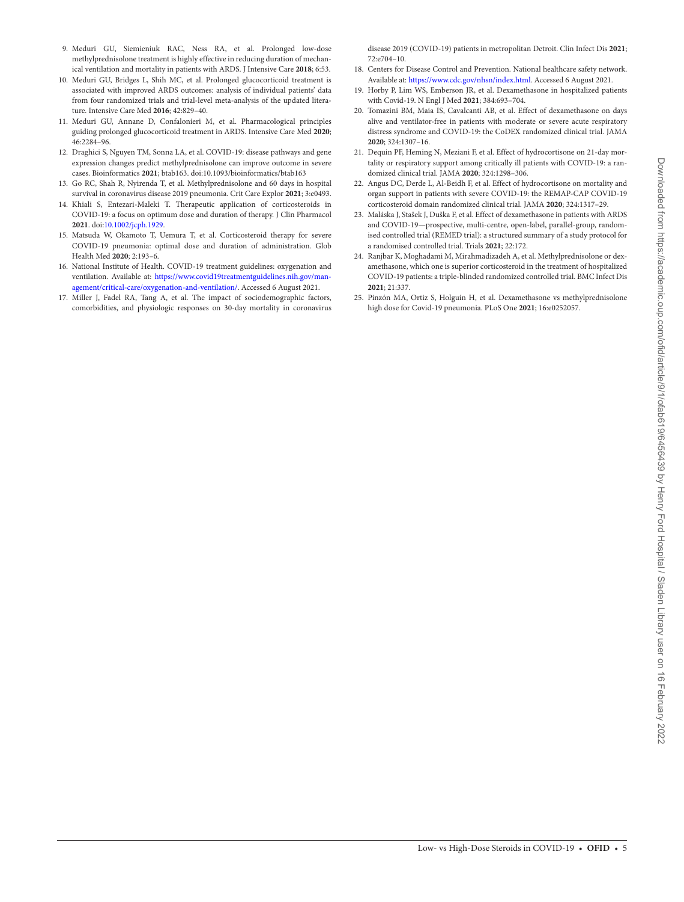9. Meduri GU, Siemieniuk RAC, Ness RA, et al. Prolonged low-dose methylprednisolone treatment is highly effective in reducing duration of mechanical ventilation and mortality in patients with ARDS. J Intensive Care **2018**; 6:53.
10. Meduri GU, Bridges L, Shih MC, et al. Prolonged glucocorticoid treatment is associated with improved ARDS outcomes: analysis of individual patients' data from four randomized trials and trial-level meta-analysis of the updated literature. Intensive Care Med **2016**; 42:829–40.
11. Meduri GU, Annane D, Confalonieri M, et al. Pharmacological principles guiding prolonged glucocorticoid treatment in ARDS. Intensive Care Med **2020**; 46:2284–96.
12. Draghici S, Nguyen TM, Sonna LA, et al. COVID-19: disease pathways and gene expression changes predict methylprednisolone can improve outcome in severe cases. Bioinformatics **2021**; btab163. doi:10.1093/bioinformatics/btab163
13. Go RC, Shah R, Nyirenda T, et al. Methylprednisolone and 60 days in hospital survival in coronavirus disease 2019 pneumonia. Crit Care Explor **2021**; 3:e0493.
14. Khiali S, Entezari-Maleki T. Therapeutic application of corticosteroids in COVID-19: a focus on optimum dose and duration of therapy. J Clin Pharmacol **2021**. doi:10.1002/jcph.1929.
15. Matsuda W, Okamoto T, Uemura T, et al. Corticosteroid therapy for severe COVID-19 pneumonia: optimal dose and duration of administration. Glob Health Med **2020**; 2:193–6.
16. National Institute of Health. COVID-19 treatment guidelines: oxygenation and ventilation. Available at: https://www.covid19treatmentguidelines.nih.gov/management/critical-care/oxygenation-and-ventilation/. Accessed 6 August 2021.
17. Miller J, Fadel RA, Tang A, et al. The impact of sociodemographic factors, comorbidities, and physiologic responses on 30-day mortality in coronavirus disease 2019 (COVID-19) patients in metropolitan Detroit. Clin Infect Dis **2021**; 72:e704–10.
18. Centers for Disease Control and Prevention. National healthcare safety network. Available at: https://www.cdc.gov/nhsn/index.html. Accessed 6 August 2021.
19. Horby P, Lim WS, Emberson JR, et al. Dexamethasone in hospitalized patients with Covid-19. N Engl J Med **2021**; 384:693–704.
20. Tomazini BM, Maia IS, Cavalcanti AB, et al. Effect of dexamethasone on days alive and ventilator-free in patients with moderate or severe acute respiratory distress syndrome and COVID-19: the CoDEX randomized clinical trial. JAMA **2020**; 324:1307–16.
21. Dequin PF, Heming N, Meziani F, et al. Effect of hydrocortisone on 21-day mortality or respiratory support among critically ill patients with COVID-19: a randomized clinical trial. JAMA **2020**; 324:1298–306.
22. Angus DC, Derde L, Al-Beidh F, et al. Effect of hydrocortisone on mortality and organ support in patients with severe COVID-19: the REMAP-CAP COVID-19 corticosteroid domain randomized clinical trial. JAMA **2020**; 324:1317–29.
23. Maláska J, Stašek J, Duška F, et al. Effect of dexamethasone in patients with ARDS and COVID-19—prospective, multi-centre, open-label, parallel-group, randomised controlled trial (REMED trial): a structured summary of a study protocol for a randomised controlled trial. Trials **2021**; 22:172.
24. Ranjbar K, Moghadami M, Mirahmadizadeh A, et al. Methylprednisolone or dexamethasone, which one is superior corticosteroid in the treatment of hospitalized COVID-19 patients: a triple-blinded randomized controlled trial. BMC Infect Dis **2021**; 21:337.
25. Pinzón MA, Ortiz S, Holguín H, et al. Dexamethasone vs methylprednisolone high dose for Covid-19 pneumonia. PLoS One **2021**; 16:e0252057.